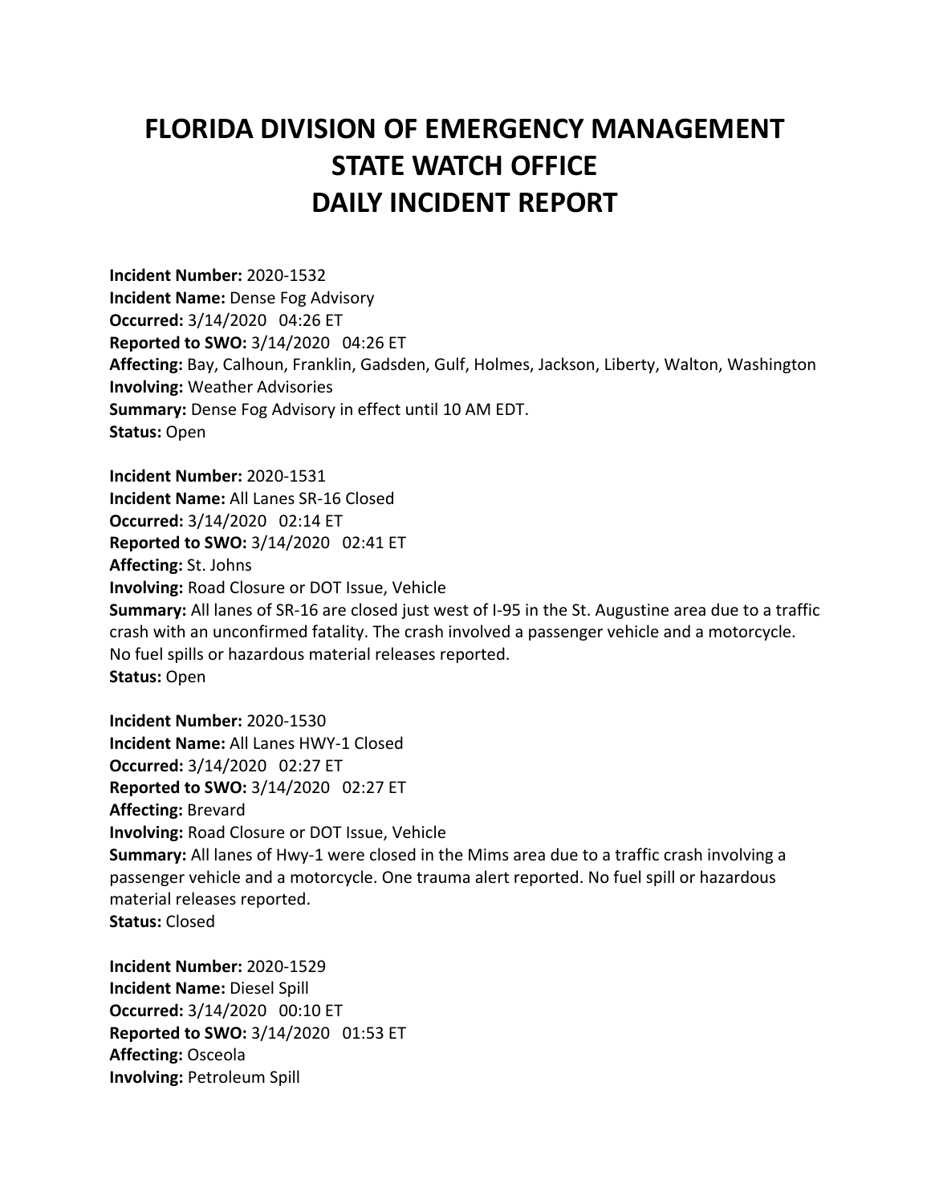# FLORIDA DIVISION OF EMERGENCY MANAGEMENT
# STATE WATCH OFFICE
# DAILY INCIDENT REPORT

**Incident Number:** 2020-1532
**Incident Name:** Dense Fog Advisory
**Occurred:** 3/14/2020 04:26 ET
**Reported to SWO:** 3/14/2020 04:26 ET
**Affecting:** Bay, Calhoun, Franklin, Gadsden, Gulf, Holmes, Jackson, Liberty, Walton, Washington
**Involving:** Weather Advisories
**Summary:** Dense Fog Advisory in effect until 10 AM EDT.
**Status:** Open

**Incident Number:** 2020-1531
**Incident Name:** All Lanes SR-16 Closed
**Occurred:** 3/14/2020 02:14 ET
**Reported to SWO:** 3/14/2020 02:41 ET
**Affecting:** St. Johns
**Involving:** Road Closure or DOT Issue, Vehicle
**Summary:** All lanes of SR-16 are closed just west of I-95 in the St. Augustine area due to a traffic crash with an unconfirmed fatality. The crash involved a passenger vehicle and a motorcycle. No fuel spills or hazardous material releases reported.
**Status:** Open

**Incident Number:** 2020-1530
**Incident Name:** All Lanes HWY-1 Closed
**Occurred:** 3/14/2020 02:27 ET
**Reported to SWO:** 3/14/2020 02:27 ET
**Affecting:** Brevard
**Involving:** Road Closure or DOT Issue, Vehicle
**Summary:** All lanes of Hwy-1 were closed in the Mims area due to a traffic crash involving a passenger vehicle and a motorcycle. One trauma alert reported. No fuel spill or hazardous material releases reported.
**Status:** Closed

**Incident Number:** 2020-1529
**Incident Name:** Diesel Spill
**Occurred:** 3/14/2020 00:10 ET
**Reported to SWO:** 3/14/2020 01:53 ET
**Affecting:** Osceola
**Involving:** Petroleum Spill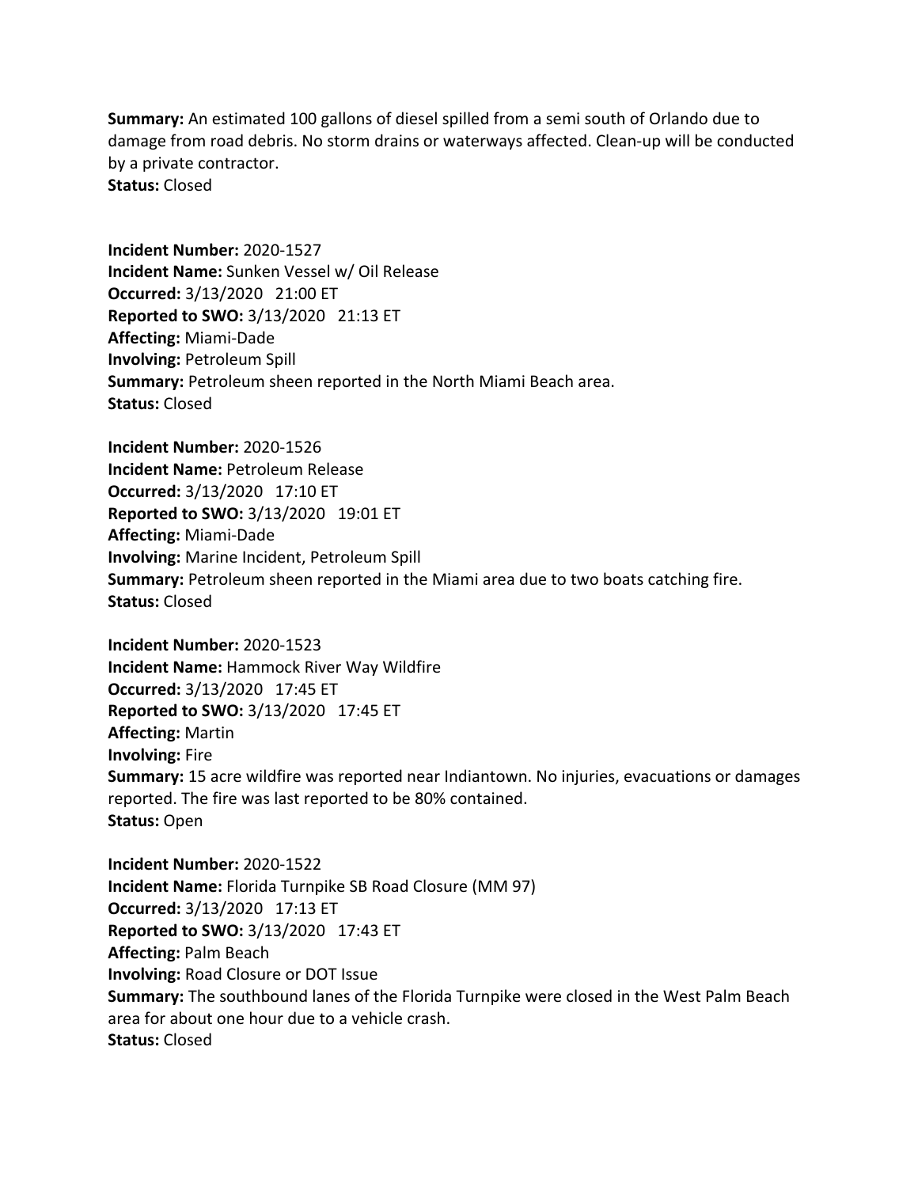**Summary:** An estimated 100 gallons of diesel spilled from a semi south of Orlando due to damage from road debris. No storm drains or waterways affected. Clean-up will be conducted by a private contractor.
**Status:** Closed

**Incident Number:** 2020-1527
**Incident Name:** Sunken Vessel w/ Oil Release
**Occurred:** 3/13/2020 21:00 ET
**Reported to SWO:** 3/13/2020 21:13 ET
**Affecting:** Miami-Dade
**Involving:** Petroleum Spill
**Summary:** Petroleum sheen reported in the North Miami Beach area.
**Status:** Closed

**Incident Number:** 2020-1526
**Incident Name:** Petroleum Release
**Occurred:** 3/13/2020 17:10 ET
**Reported to SWO:** 3/13/2020 19:01 ET
**Affecting:** Miami-Dade
**Involving:** Marine Incident, Petroleum Spill
**Summary:** Petroleum sheen reported in the Miami area due to two boats catching fire.
**Status:** Closed

**Incident Number:** 2020-1523
**Incident Name:** Hammock River Way Wildfire
**Occurred:** 3/13/2020 17:45 ET
**Reported to SWO:** 3/13/2020 17:45 ET
**Affecting:** Martin
**Involving:** Fire
**Summary:** 15 acre wildfire was reported near Indiantown. No injuries, evacuations or damages reported. The fire was last reported to be 80% contained.
**Status:** Open

**Incident Number:** 2020-1522
**Incident Name:** Florida Turnpike SB Road Closure (MM 97)
**Occurred:** 3/13/2020 17:13 ET
**Reported to SWO:** 3/13/2020 17:43 ET
**Affecting:** Palm Beach
**Involving:** Road Closure or DOT Issue
**Summary:** The southbound lanes of the Florida Turnpike were closed in the West Palm Beach area for about one hour due to a vehicle crash.
**Status:** Closed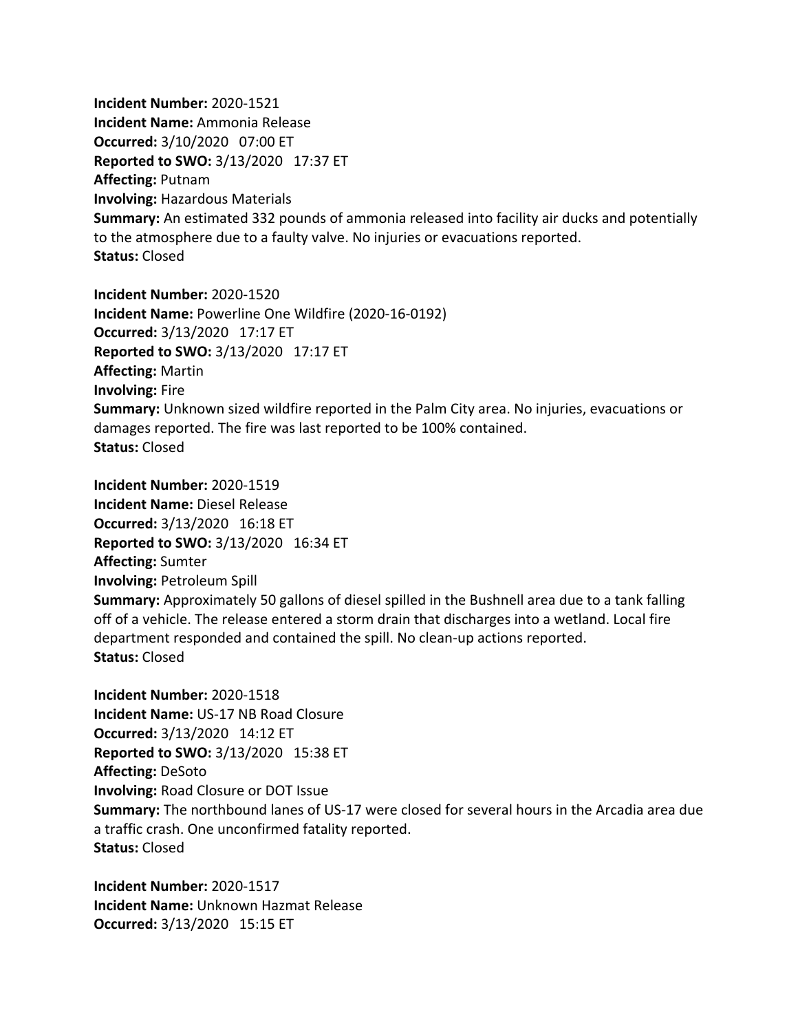**Incident Number:** 2020-1521
**Incident Name:** Ammonia Release
**Occurred:** 3/10/2020 07:00 ET
**Reported to SWO:** 3/13/2020 17:37 ET
**Affecting:** Putnam
**Involving:** Hazardous Materials
**Summary:** An estimated 332 pounds of ammonia released into facility air ducks and potentially to the atmosphere due to a faulty valve. No injuries or evacuations reported.
**Status:** Closed

**Incident Number:** 2020-1520
**Incident Name:** Powerline One Wildfire (2020-16-0192)
**Occurred:** 3/13/2020 17:17 ET
**Reported to SWO:** 3/13/2020 17:17 ET
**Affecting:** Martin
**Involving:** Fire
**Summary:** Unknown sized wildfire reported in the Palm City area. No injuries, evacuations or damages reported. The fire was last reported to be 100% contained.
**Status:** Closed

**Incident Number:** 2020-1519
**Incident Name:** Diesel Release
**Occurred:** 3/13/2020 16:18 ET
**Reported to SWO:** 3/13/2020 16:34 ET
**Affecting:** Sumter
**Involving:** Petroleum Spill
**Summary:** Approximately 50 gallons of diesel spilled in the Bushnell area due to a tank falling off of a vehicle. The release entered a storm drain that discharges into a wetland. Local fire department responded and contained the spill. No clean-up actions reported.
**Status:** Closed

**Incident Number:** 2020-1518
**Incident Name:** US-17 NB Road Closure
**Occurred:** 3/13/2020 14:12 ET
**Reported to SWO:** 3/13/2020 15:38 ET
**Affecting:** DeSoto
**Involving:** Road Closure or DOT Issue
**Summary:** The northbound lanes of US-17 were closed for several hours in the Arcadia area due a traffic crash. One unconfirmed fatality reported.
**Status:** Closed

**Incident Number:** 2020-1517
**Incident Name:** Unknown Hazmat Release
**Occurred:** 3/13/2020 15:15 ET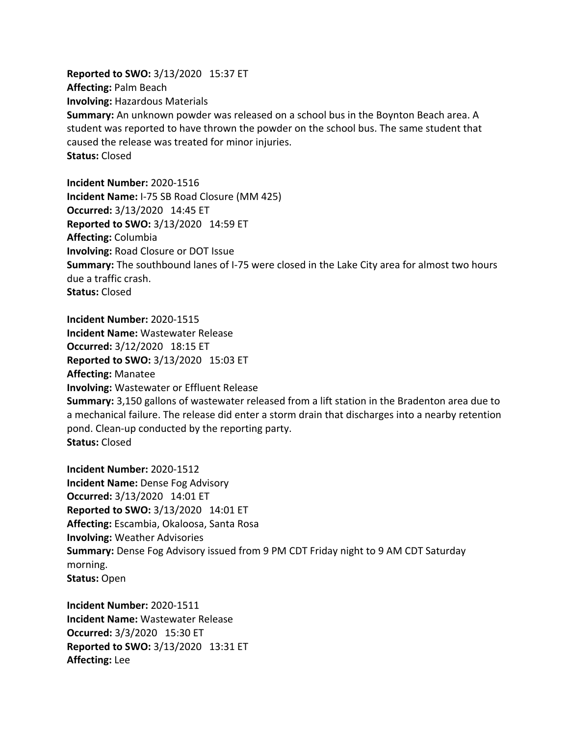**Reported to SWO:** 3/13/2020 15:37 ET
**Affecting:** Palm Beach
**Involving:** Hazardous Materials
**Summary:** An unknown powder was released on a school bus in the Boynton Beach area. A student was reported to have thrown the powder on the school bus. The same student that caused the release was treated for minor injuries.
**Status:** Closed

**Incident Number:** 2020-1516
**Incident Name:** I-75 SB Road Closure (MM 425)
**Occurred:** 3/13/2020 14:45 ET
**Reported to SWO:** 3/13/2020 14:59 ET
**Affecting:** Columbia
**Involving:** Road Closure or DOT Issue
**Summary:** The southbound lanes of I-75 were closed in the Lake City area for almost two hours due a traffic crash.
**Status:** Closed

**Incident Number:** 2020-1515
**Incident Name:** Wastewater Release
**Occurred:** 3/12/2020 18:15 ET
**Reported to SWO:** 3/13/2020 15:03 ET
**Affecting:** Manatee
**Involving:** Wastewater or Effluent Release
**Summary:** 3,150 gallons of wastewater released from a lift station in the Bradenton area due to a mechanical failure. The release did enter a storm drain that discharges into a nearby retention pond. Clean-up conducted by the reporting party.
**Status:** Closed

**Incident Number:** 2020-1512
**Incident Name:** Dense Fog Advisory
**Occurred:** 3/13/2020 14:01 ET
**Reported to SWO:** 3/13/2020 14:01 ET
**Affecting:** Escambia, Okaloosa, Santa Rosa
**Involving:** Weather Advisories
**Summary:** Dense Fog Advisory issued from 9 PM CDT Friday night to 9 AM CDT Saturday morning.
**Status:** Open

**Incident Number:** 2020-1511
**Incident Name:** Wastewater Release
**Occurred:** 3/3/2020 15:30 ET
**Reported to SWO:** 3/13/2020 13:31 ET
**Affecting:** Lee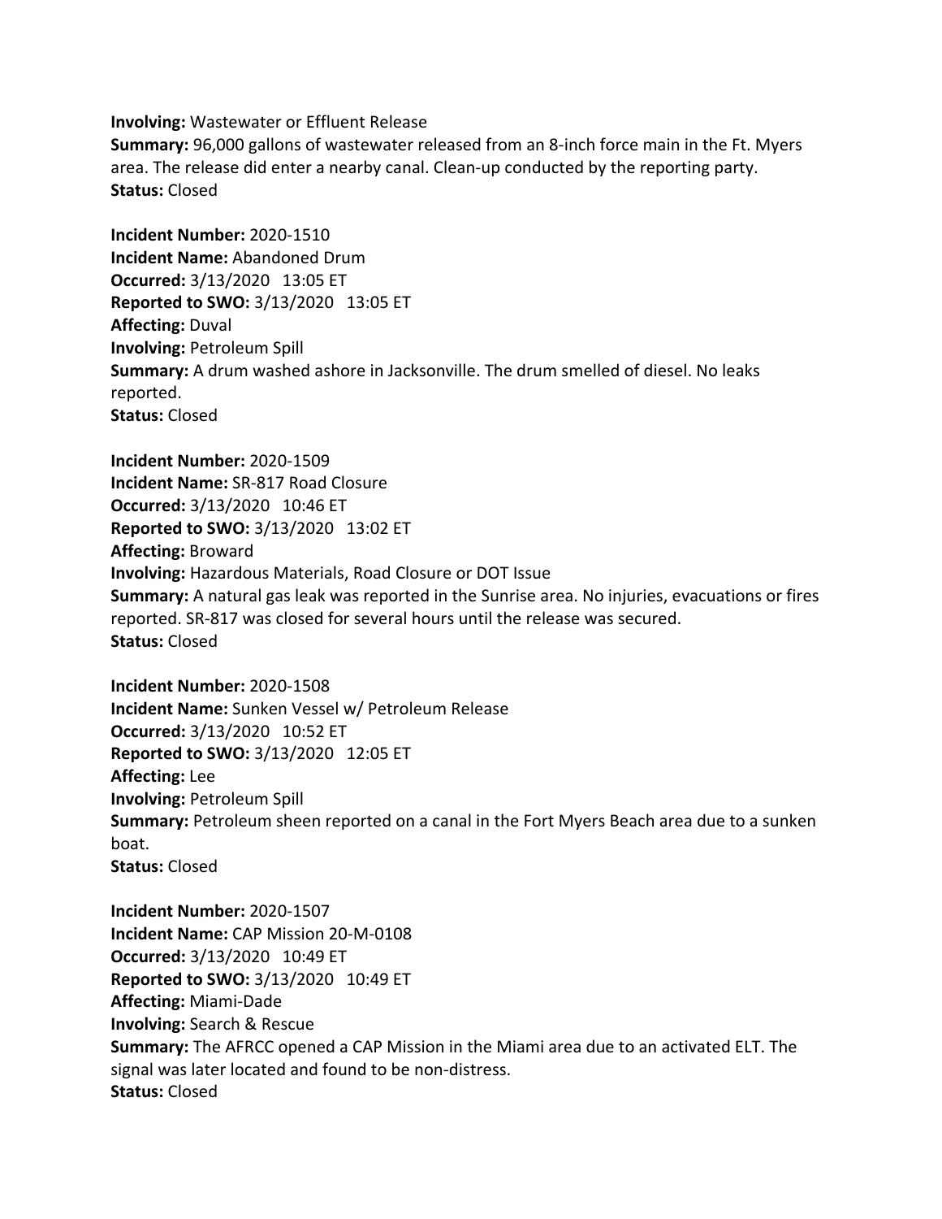**Involving:** Wastewater or Effluent Release
**Summary:** 96,000 gallons of wastewater released from an 8-inch force main in the Ft. Myers area. The release did enter a nearby canal. Clean-up conducted by the reporting party.
**Status:** Closed

**Incident Number:** 2020-1510
**Incident Name:** Abandoned Drum
**Occurred:** 3/13/2020 13:05 ET
**Reported to SWO:** 3/13/2020 13:05 ET
**Affecting:** Duval
**Involving:** Petroleum Spill
**Summary:** A drum washed ashore in Jacksonville. The drum smelled of diesel. No leaks reported.
**Status:** Closed

**Incident Number:** 2020-1509
**Incident Name:** SR-817 Road Closure
**Occurred:** 3/13/2020 10:46 ET
**Reported to SWO:** 3/13/2020 13:02 ET
**Affecting:** Broward
**Involving:** Hazardous Materials, Road Closure or DOT Issue
**Summary:** A natural gas leak was reported in the Sunrise area. No injuries, evacuations or fires reported. SR-817 was closed for several hours until the release was secured.
**Status:** Closed

**Incident Number:** 2020-1508
**Incident Name:** Sunken Vessel w/ Petroleum Release
**Occurred:** 3/13/2020 10:52 ET
**Reported to SWO:** 3/13/2020 12:05 ET
**Affecting:** Lee
**Involving:** Petroleum Spill
**Summary:** Petroleum sheen reported on a canal in the Fort Myers Beach area due to a sunken boat.
**Status:** Closed

**Incident Number:** 2020-1507
**Incident Name:** CAP Mission 20-M-0108
**Occurred:** 3/13/2020 10:49 ET
**Reported to SWO:** 3/13/2020 10:49 ET
**Affecting:** Miami-Dade
**Involving:** Search & Rescue
**Summary:** The AFRCC opened a CAP Mission in the Miami area due to an activated ELT. The signal was later located and found to be non-distress.
**Status:** Closed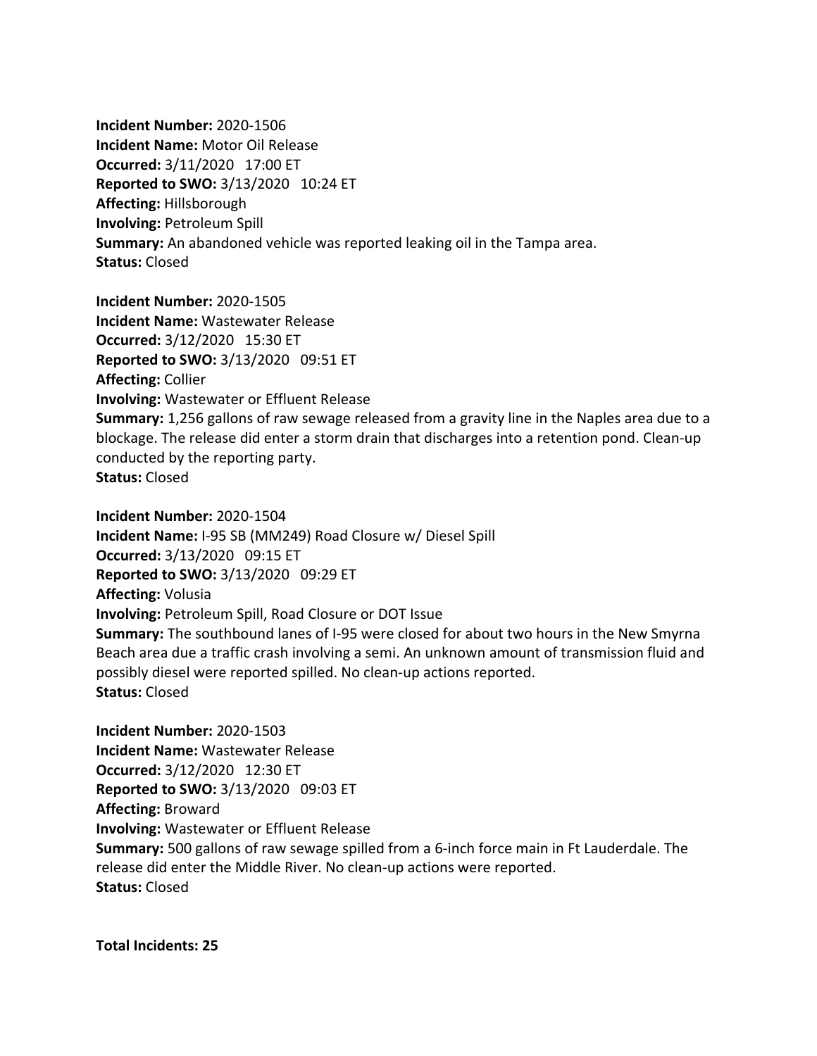**Incident Number:** 2020-1506
**Incident Name:** Motor Oil Release
**Occurred:** 3/11/2020 17:00 ET
**Reported to SWO:** 3/13/2020 10:24 ET
**Affecting:** Hillsborough
**Involving:** Petroleum Spill
**Summary:** An abandoned vehicle was reported leaking oil in the Tampa area.
**Status:** Closed

**Incident Number:** 2020-1505
**Incident Name:** Wastewater Release
**Occurred:** 3/12/2020 15:30 ET
**Reported to SWO:** 3/13/2020 09:51 ET
**Affecting:** Collier
**Involving:** Wastewater or Effluent Release
**Summary:** 1,256 gallons of raw sewage released from a gravity line in the Naples area due to a blockage. The release did enter a storm drain that discharges into a retention pond. Clean-up conducted by the reporting party.
**Status:** Closed

**Incident Number:** 2020-1504
**Incident Name:** I-95 SB (MM249) Road Closure w/ Diesel Spill
**Occurred:** 3/13/2020 09:15 ET
**Reported to SWO:** 3/13/2020 09:29 ET
**Affecting:** Volusia
**Involving:** Petroleum Spill, Road Closure or DOT Issue
**Summary:** The southbound lanes of I-95 were closed for about two hours in the New Smyrna Beach area due a traffic crash involving a semi. An unknown amount of transmission fluid and possibly diesel were reported spilled. No clean-up actions reported.
**Status:** Closed

**Incident Number:** 2020-1503
**Incident Name:** Wastewater Release
**Occurred:** 3/12/2020 12:30 ET
**Reported to SWO:** 3/13/2020 09:03 ET
**Affecting:** Broward
**Involving:** Wastewater or Effluent Release
**Summary:** 500 gallons of raw sewage spilled from a 6-inch force main in Ft Lauderdale. The release did enter the Middle River. No clean-up actions were reported.
**Status:** Closed

**Total Incidents: 25**